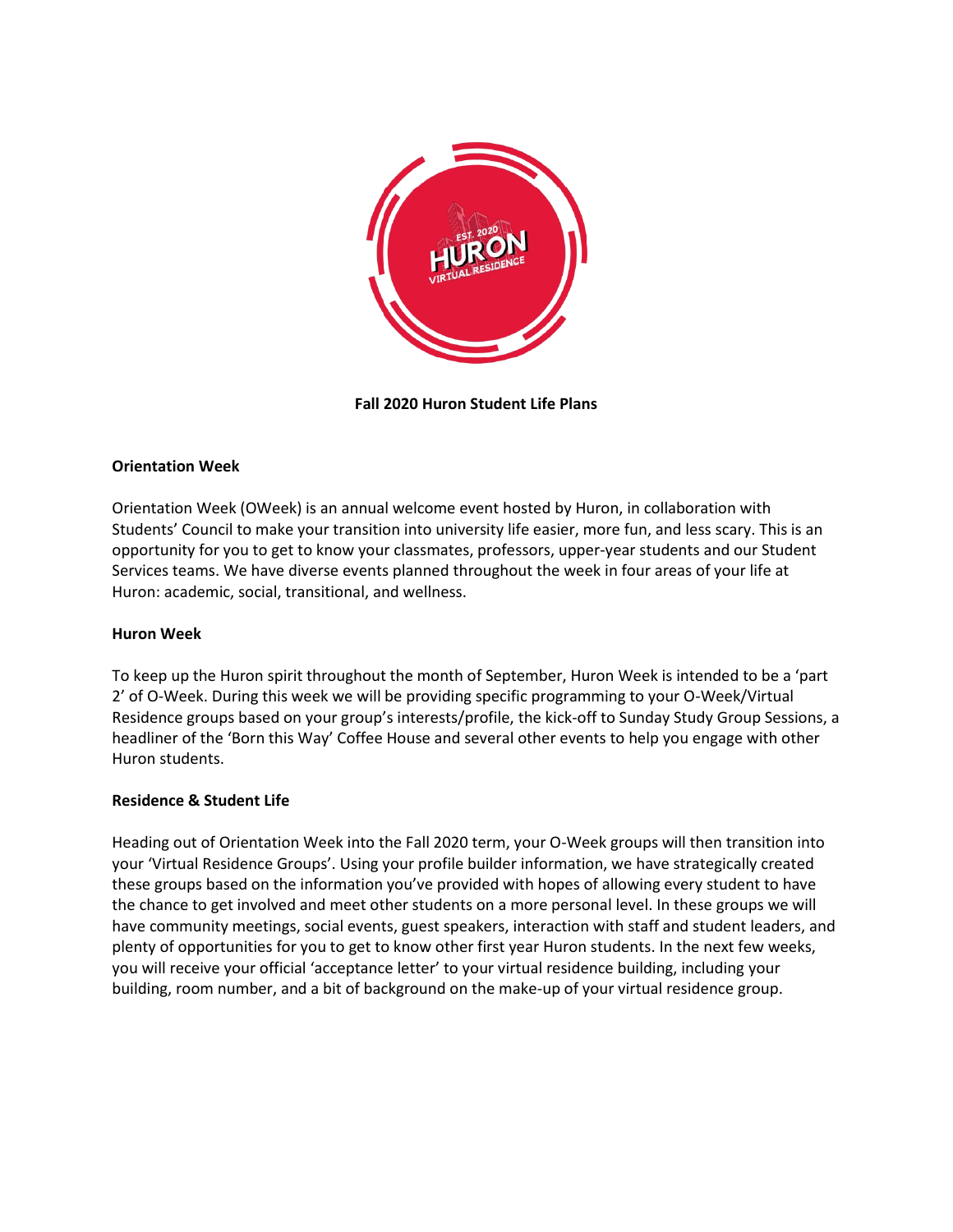# Fall 2020 Huron Student Life Plans

## Orientation Week

Orientation Week (OWeek) is an annual welcome event hosted by Huron, in collaboration with Students' Council to make your transition into university life easier, more fun, and less scary. This is an opportunity for you to get to know your classmates, professors, upper-year students and our Student Services teams. We have diverse events planned throughout the week in four areas of your life at Huron: academic, social, transitional, and wellness.

## Huron Week

To keep up the Huron spirit throughout the month of September, Huron Week is intended to be a 'part 2' of O-Week. During this week we will be providing specific programming to your O-Week/Virtual Residence groups based on your group's interests/profile, the kick-off to Sunday Study Group Sessions, a headliner of the 'Born this Way' Coffee House and several other events to help you engage with other Huron students.

## Residence & Student Life

Heading out of Orientation Week into the Fall 2020 term, your O-Week groups will then transition into your 'Virtual Residence Groups'. Using your profile builder information, we have strategically created these groups based on the information you've provided with hopes of allowing every student to have the chance to get involved and meet other students on a more personal level. In these groups we will have community meetings, social events, guest speakers, interaction with staff and student leaders, and plenty of opportunities for you to get to know other first year Huron students. In the next few weeks, you will receive your official 'acceptance letter' to your virtual residence building, including your building, room number, and a bit of background on the make-up of your virtual residence group.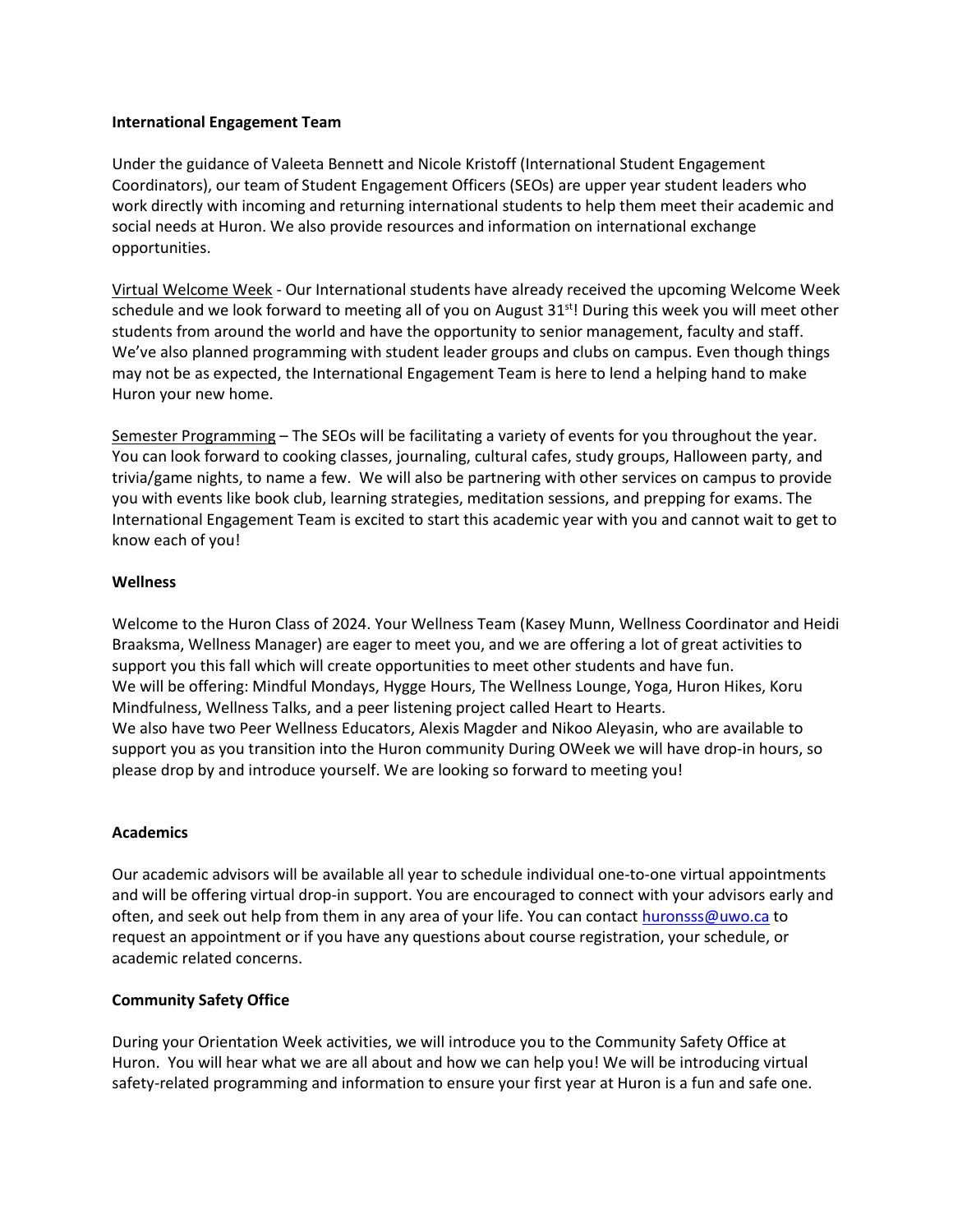**International Engagement Team**

Under the guidance of Valeeta Bennett and Nicole Kristoff (International Student Engagement Coordinators), our team of Student Engagement Officers (SEOs) are upper year student leaders who work directly with incoming and returning international students to help them meet their academic and social needs at Huron. We also provide resources and information on international exchange opportunities.

Virtual Welcome Week - Our International students have already received the upcoming Welcome Week schedule and we look forward to meeting all of you on August 31st! During this week you will meet other students from around the world and have the opportunity to senior management, faculty and staff. We've also planned programming with student leader groups and clubs on campus. Even though things may not be as expected, the International Engagement Team is here to lend a helping hand to make Huron your new home.

Semester Programming – The SEOs will be facilitating a variety of events for you throughout the year. You can look forward to cooking classes, journaling, cultural cafes, study groups, Halloween party, and trivia/game nights, to name a few. We will also be partnering with other services on campus to provide you with events like book club, learning strategies, meditation sessions, and prepping for exams. The International Engagement Team is excited to start this academic year with you and cannot wait to get to know each of you!

**Wellness**

Welcome to the Huron Class of 2024. Your Wellness Team (Kasey Munn, Wellness Coordinator and Heidi Braaksma, Wellness Manager) are eager to meet you, and we are offering a lot of great activities to support you this fall which will create opportunities to meet other students and have fun.
We will be offering: Mindful Mondays, Hygge Hours, The Wellness Lounge, Yoga, Huron Hikes, Koru Mindfulness, Wellness Talks, and a peer listening project called Heart to Hearts.
We also have two Peer Wellness Educators, Alexis Magder and Nikoo Aleyasin, who are available to support you as you transition into the Huron community During OWeek we will have drop-in hours, so please drop by and introduce yourself. We are looking so forward to meeting you!

**Academics**

Our academic advisors will be available all year to schedule individual one-to-one virtual appointments and will be offering virtual drop-in support. You are encouraged to connect with your advisors early and often, and seek out help from them in any area of your life. You can contact huronsss@uwo.ca to request an appointment or if you have any questions about course registration, your schedule, or academic related concerns.

**Community Safety Office**

During your Orientation Week activities, we will introduce you to the Community Safety Office at Huron. You will hear what we are all about and how we can help you! We will be introducing virtual safety-related programming and information to ensure your first year at Huron is a fun and safe one.